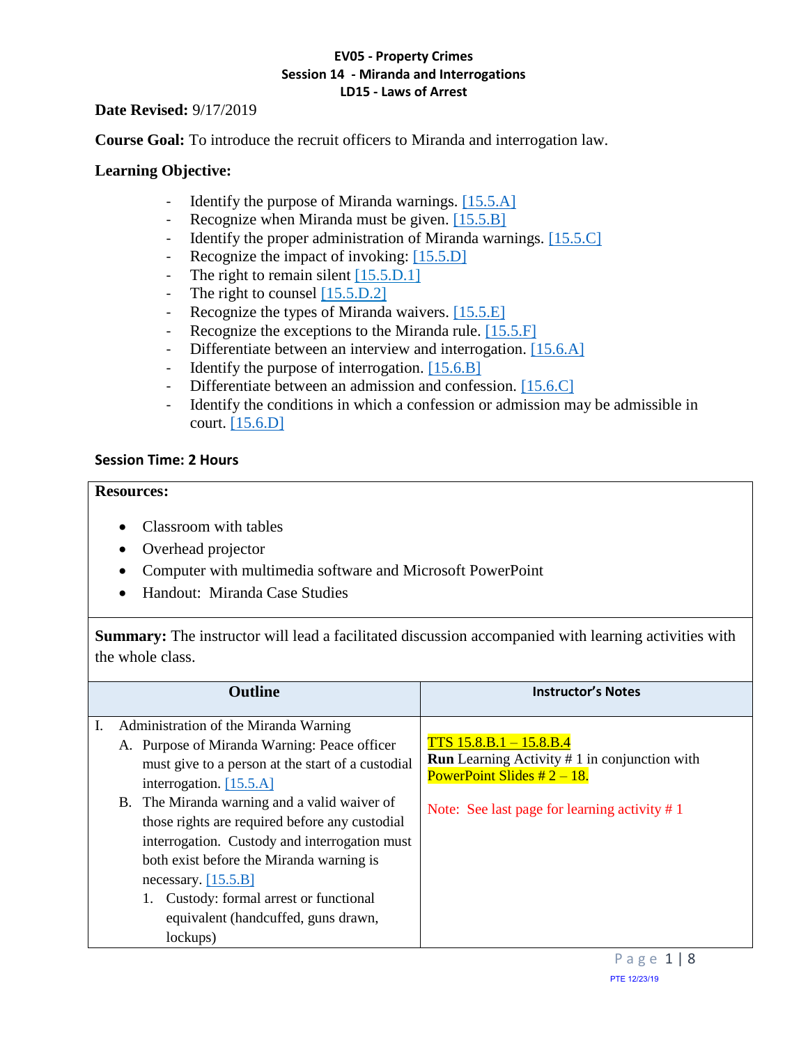**EV05 - Property Crimes**
**Session 14 - Miranda and Interrogations**
**LD15 - Laws of Arrest**

**Date Revised:** 9/17/2019

**Course Goal:** To introduce the recruit officers to Miranda and interrogation law.

**Learning Objective:**

- Identify the purpose of Miranda warnings. [15.5.A]
- Recognize when Miranda must be given. [15.5.B]
- Identify the proper administration of Miranda warnings. [15.5.C]
- Recognize the impact of invoking: [15.5.D]
- The right to remain silent [15.5.D.1]
- The right to counsel [15.5.D.2]
- Recognize the types of Miranda waivers. [15.5.E]
- Recognize the exceptions to the Miranda rule. [15.5.F]
- Differentiate between an interview and interrogation. [15.6.A]
- Identify the purpose of interrogation. [15.6.B]
- Differentiate between an admission and confession. [15.6.C]
- Identify the conditions in which a confession or admission may be admissible in court. [15.6.D]

**Session Time: 2 Hours**

**Resources:**

- Classroom with tables
- Overhead projector
- Computer with multimedia software and Microsoft PowerPoint
- Handout: Miranda Case Studies

**Summary:** The instructor will lead a facilitated discussion accompanied with learning activities with the whole class.

| Outline | Instructor's Notes |
| --- | --- |
| I. Administration of the Miranda Warning<br>A. Purpose of Miranda Warning: Peace officer must give to a person at the start of a custodial interrogation. [15.5.A]<br>B. The Miranda warning and a valid waiver of those rights are required before any custodial interrogation. Custody and interrogation must both exist before the Miranda warning is necessary. [15.5.B]<br>1. Custody: formal arrest or functional equivalent (handcuffed, guns drawn, lockups) | TTS 15.8.B.1 – 15.8.B.4<br>**Run** Learning Activity # 1 in conjunction with PowerPoint Slides # 2 – 18.<br><br>Note: See last page for learning activity # 1 |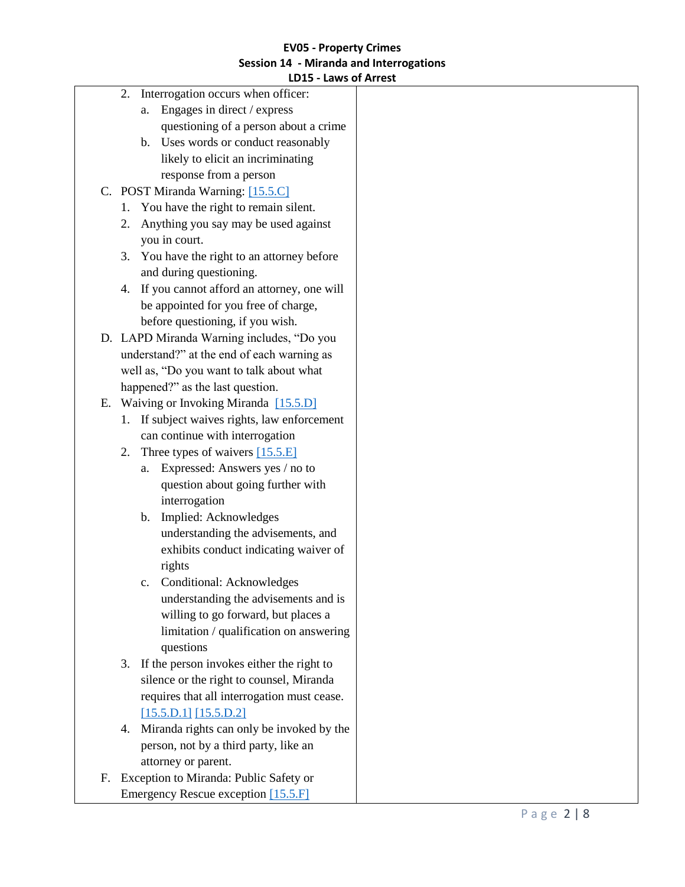2. Interrogation occurs when officer:
   a. Engages in direct / express questioning of a person about a crime
   b. Uses words or conduct reasonably likely to elicit an incriminating response from a person

C. POST Miranda Warning: [15.5.C]
   1. You have the right to remain silent.
   2. Anything you say may be used against you in court.
   3. You have the right to an attorney before and during questioning.
   4. If you cannot afford an attorney, one will be appointed for you free of charge, before questioning, if you wish.

D. LAPD Miranda Warning includes, “Do you understand?” at the end of each warning as well as, “Do you want to talk about what happened?” as the last question.

E. Waiving or Invoking Miranda [15.5.D]
   1. If subject waives rights, law enforcement can continue with interrogation
   2. Three types of waivers [15.5.E]
      a. Expressed: Answers yes / no to question about going further with interrogation
      b. Implied: Acknowledges understanding the advisements, and exhibits conduct indicating waiver of rights
      c. Conditional: Acknowledges understanding the advisements and is willing to go forward, but places a limitation / qualification on answering questions
   3. If the person invokes either the right to silence or the right to counsel, Miranda requires that all interrogation must cease. [15.5.D.1] [15.5.D.2]
   4. Miranda rights can only be invoked by the person, not by a third party, like an attorney or parent.

F. Exception to Miranda: Public Safety or Emergency Rescue exception [15.5.F]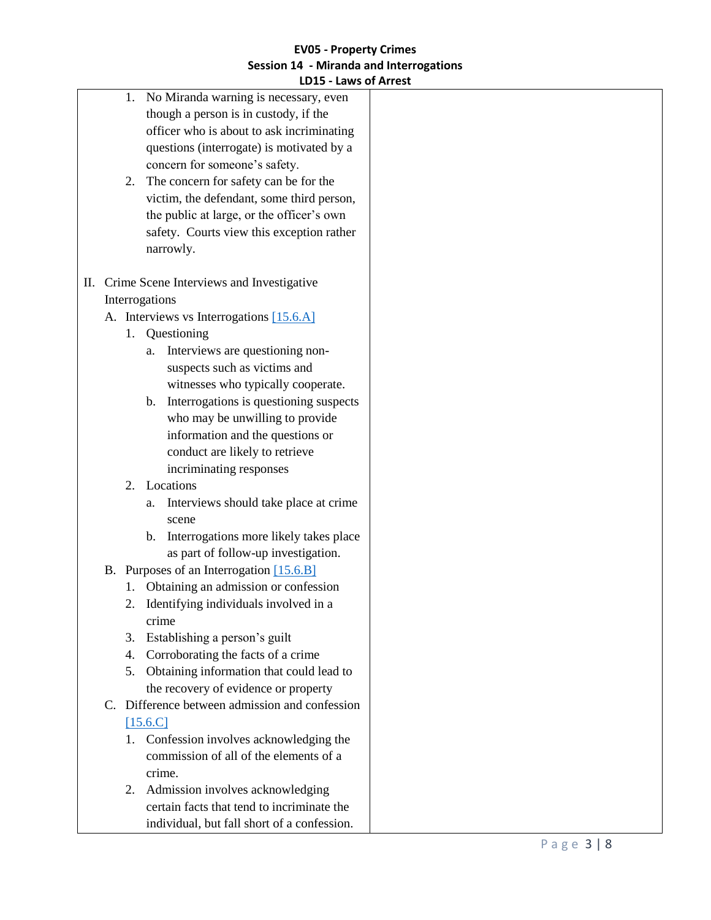1. No Miranda warning is necessary, even though a person is in custody, if the officer who is about to ask incriminating questions (interrogate) is motivated by a concern for someone's safety.
2. The concern for safety can be for the victim, the defendant, some third person, the public at large, or the officer's own safety. Courts view this exception rather narrowly.

II. Crime Scene Interviews and Investigative Interrogations

- A. Interviews vs Interrogations [15.6.A]
  1. Questioning
     - a. Interviews are questioning non-suspects such as victims and witnesses who typically cooperate.
     - b. Interrogations is questioning suspects who may be unwilling to provide information and the questions or conduct are likely to retrieve incriminating responses
  2. Locations
     - a. Interviews should take place at crime scene
     - b. Interrogations more likely takes place as part of follow-up investigation.
- B. Purposes of an Interrogation [15.6.B]
  1. Obtaining an admission or confession
  2. Identifying individuals involved in a crime
  3. Establishing a person's guilt
  4. Corroborating the facts of a crime
  5. Obtaining information that could lead to the recovery of evidence or property
- C. Difference between admission and confession [15.6.C]
  1. Confession involves acknowledging the commission of all of the elements of a crime.
  2. Admission involves acknowledging certain facts that tend to incriminate the individual, but fall short of a confession.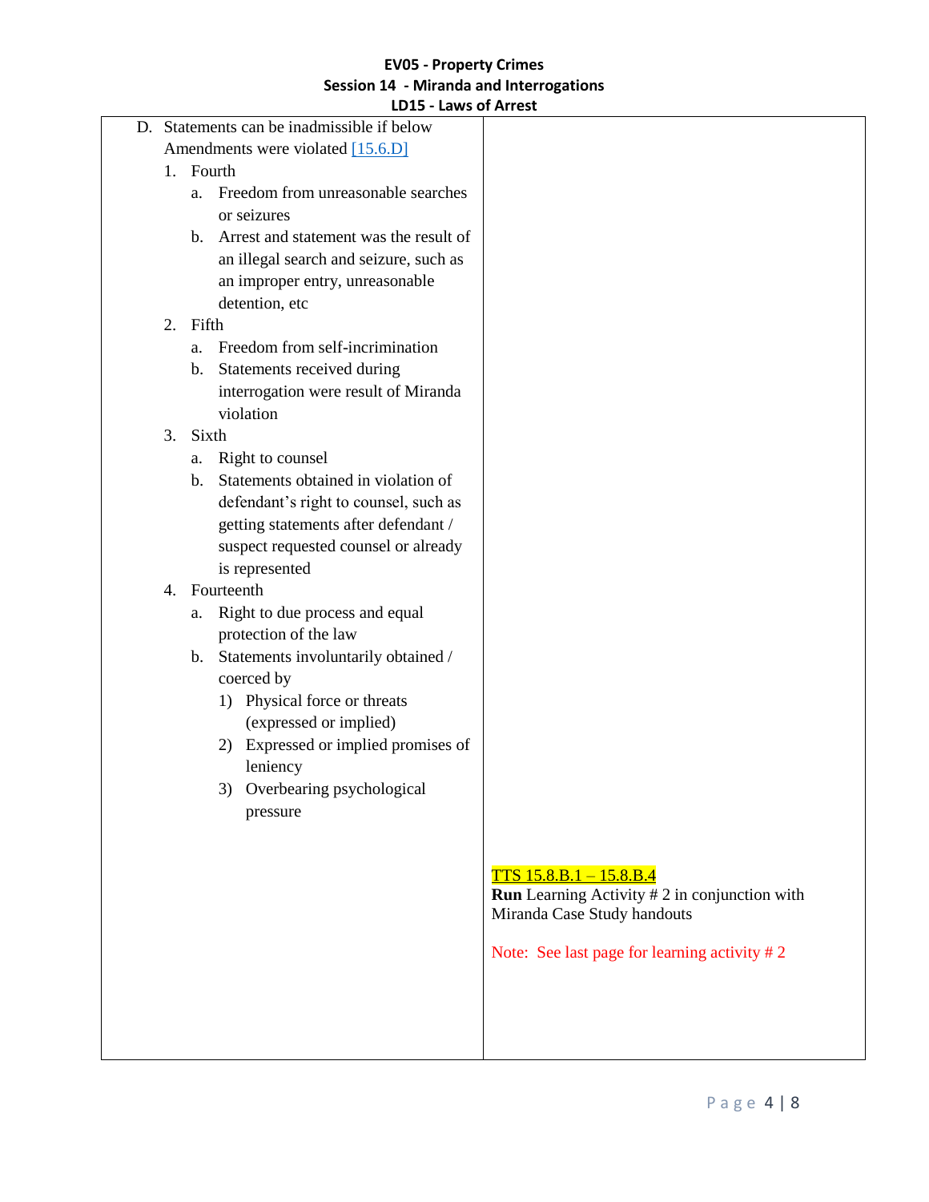| | |
|---|---|
| D. Statements can be inadmissible if below Amendments were violated [15.6.D]<br>1. Fourth<br>a. Freedom from unreasonable searches or seizures<br>b. Arrest and statement was the result of an illegal search and seizure, such as an improper entry, unreasonable detention, etc<br>2. Fifth<br>a. Freedom from self-incrimination<br>b. Statements received during interrogation were result of Miranda violation<br>3. Sixth<br>a. Right to counsel<br>b. Statements obtained in violation of defendant's right to counsel, such as getting statements after defendant / suspect requested counsel or already is represented<br>4. Fourteenth<br>a. Right to due process and equal protection of the law<br>b. Statements involuntarily obtained / coerced by<br>1) Physical force or threats (expressed or implied)<br>2) Expressed or implied promises of leniency<br>3) Overbearing psychological pressure | TTS 15.8.B.1 – 15.8.B.4<br>**Run** Learning Activity # 2 in conjunction with Miranda Case Study handouts<br><br>Note: See last page for learning activity # 2 |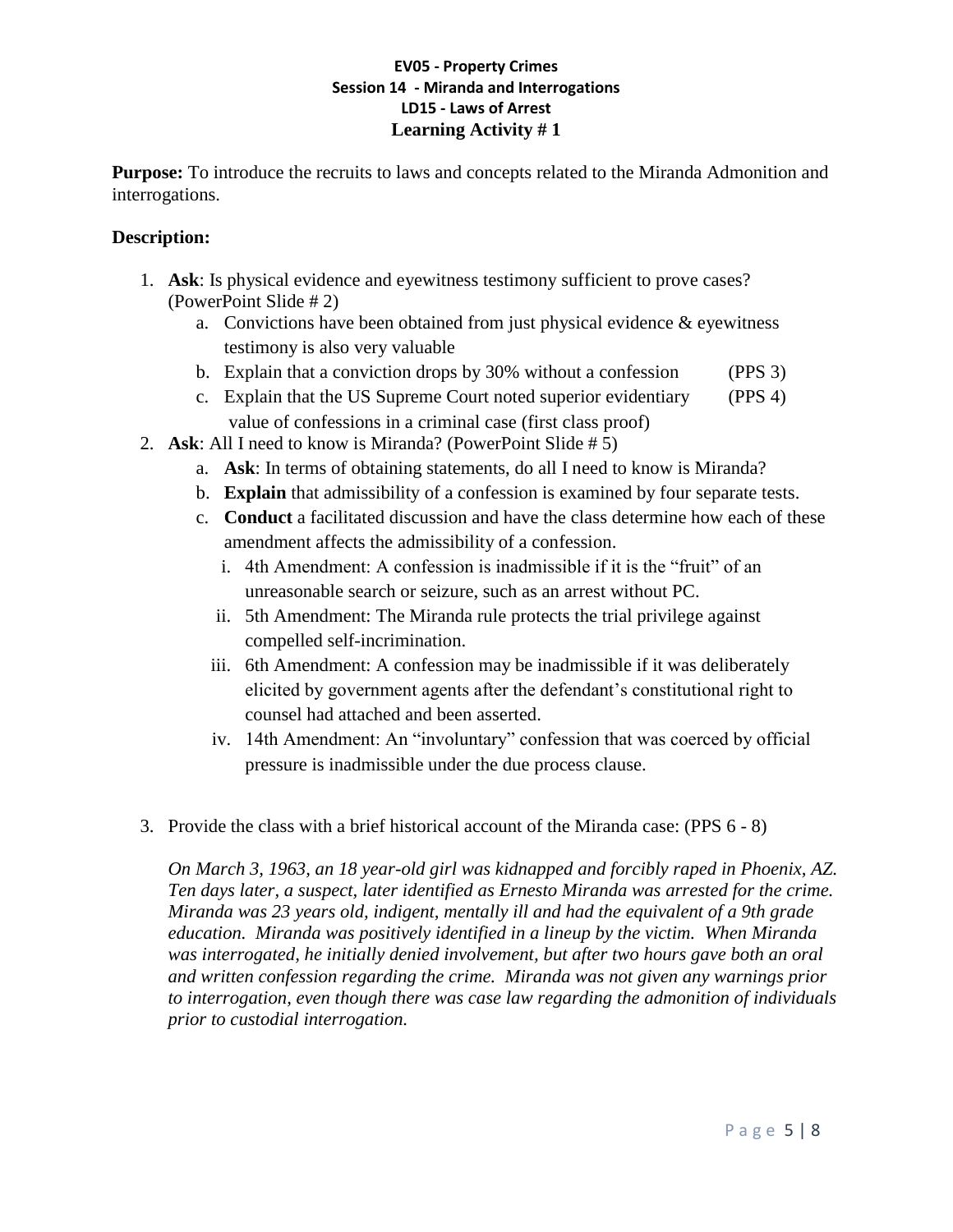**EV05 - Property Crimes**
**Session 14 - Miranda and Interrogations**
**LD15 - Laws of Arrest**
**Learning Activity # 1**

**Purpose:** To introduce the recruits to laws and concepts related to the Miranda Admonition and interrogations.

**Description:**

1. **Ask**: Is physical evidence and eyewitness testimony sufficient to prove cases? (PowerPoint Slide # 2)
   a. Convictions have been obtained from just physical evidence & eyewitness testimony is also very valuable
   b. Explain that a conviction drops by 30% without a confession (PPS 3)
   c. Explain that the US Supreme Court noted superior evidentiary value of confessions in a criminal case (first class proof) (PPS 4)
2. **Ask**: All I need to know is Miranda? (PowerPoint Slide # 5)
   a. **Ask**: In terms of obtaining statements, do all I need to know is Miranda?
   b. **Explain** that admissibility of a confession is examined by four separate tests.
   c. **Conduct** a facilitated discussion and have the class determine how each of these amendment affects the admissibility of a confession.
      i. 4th Amendment: A confession is inadmissible if it is the "fruit" of an unreasonable search or seizure, such as an arrest without PC.
      ii. 5th Amendment: The Miranda rule protects the trial privilege against compelled self-incrimination.
      iii. 6th Amendment: A confession may be inadmissible if it was deliberately elicited by government agents after the defendant's constitutional right to counsel had attached and been asserted.
      iv. 14th Amendment: An "involuntary" confession that was coerced by official pressure is inadmissible under the due process clause.

3. Provide the class with a brief historical account of the Miranda case: (PPS 6 - 8)

   *On March 3, 1963, an 18 year-old girl was kidnapped and forcibly raped in Phoenix, AZ. Ten days later, a suspect, later identified as Ernesto Miranda was arrested for the crime. Miranda was 23 years old, indigent, mentally ill and had the equivalent of a 9th grade education. Miranda was positively identified in a lineup by the victim. When Miranda was interrogated, he initially denied involvement, but after two hours gave both an oral and written confession regarding the crime. Miranda was not given any warnings prior to interrogation, even though there was case law regarding the admonition of individuals prior to custodial interrogation.*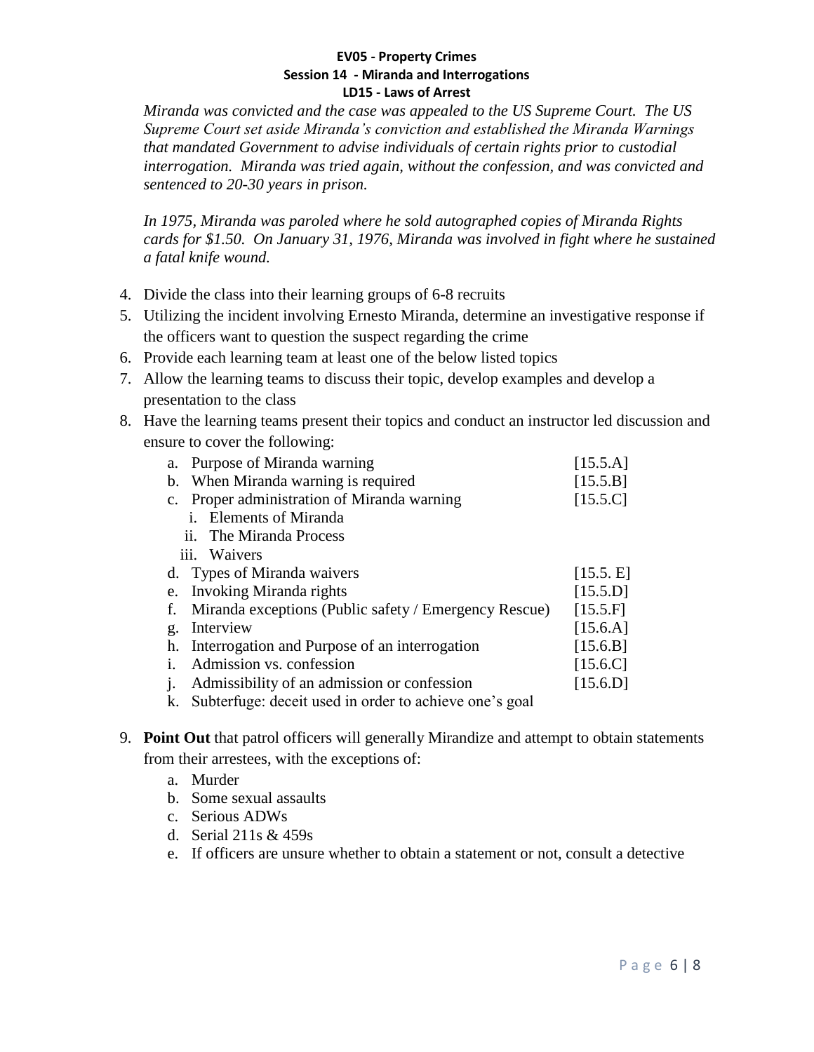*Miranda was convicted and the case was appealed to the US Supreme Court. The US Supreme Court set aside Miranda's conviction and established the Miranda Warnings that mandated Government to advise individuals of certain rights prior to custodial interrogation. Miranda was tried again, without the confession, and was convicted and sentenced to 20-30 years in prison.*

*In 1975, Miranda was paroled where he sold autographed copies of Miranda Rights cards for $1.50. On January 31, 1976, Miranda was involved in fight where he sustained a fatal knife wound.*

4. Divide the class into their learning groups of 6-8 recruits
5. Utilizing the incident involving Ernesto Miranda, determine an investigative response if the officers want to question the suspect regarding the crime
6. Provide each learning team at least one of the below listed topics
7. Allow the learning teams to discuss their topic, develop examples and develop a presentation to the class
8. Have the learning teams present their topics and conduct an instructor led discussion and ensure to cover the following:
   a. Purpose of Miranda warning [15.5.A]
   b. When Miranda warning is required [15.5.B]
   c. Proper administration of Miranda warning [15.5.C]
      i. Elements of Miranda
      ii. The Miranda Process
      iii. Waivers
   d. Types of Miranda waivers [15.5. E]
   e. Invoking Miranda rights [15.5.D]
   f. Miranda exceptions (Public safety / Emergency Rescue) [15.5.F]
   g. Interview [15.6.A]
   h. Interrogation and Purpose of an interrogation [15.6.B]
   i. Admission vs. confession [15.6.C]
   j. Admissibility of an admission or confession [15.6.D]
   k. Subterfuge: deceit used in order to achieve one's goal
9. **Point Out** that patrol officers will generally Mirandize and attempt to obtain statements from their arrestees, with the exceptions of:
   a. Murder
   b. Some sexual assaults
   c. Serious ADWs
   d. Serial 211s & 459s
   e. If officers are unsure whether to obtain a statement or not, consult a detective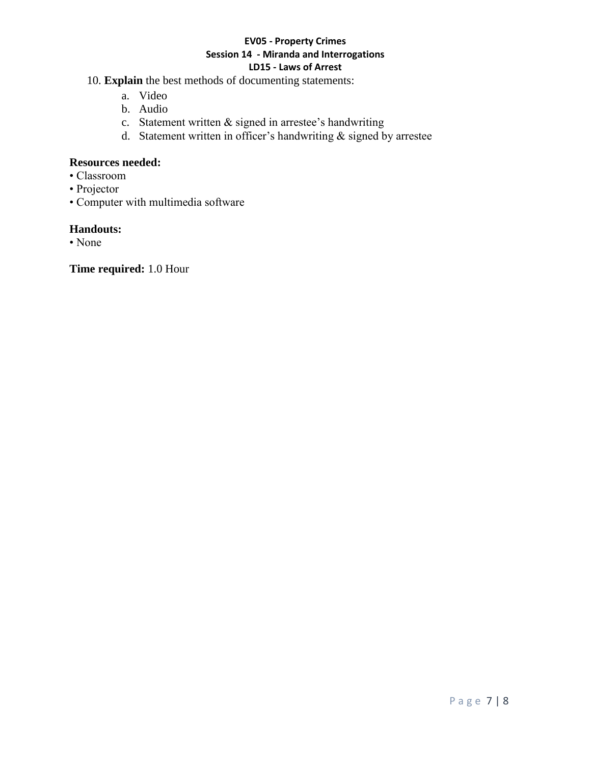10. **Explain** the best methods of documenting statements:
    a. Video
    b. Audio
    c. Statement written & signed in arrestee's handwriting
    d. Statement written in officer's handwriting & signed by arrestee

**Resources needed:**

- Classroom
- Projector
- Computer with multimedia software

**Handouts:**

- None

**Time required:** 1.0 Hour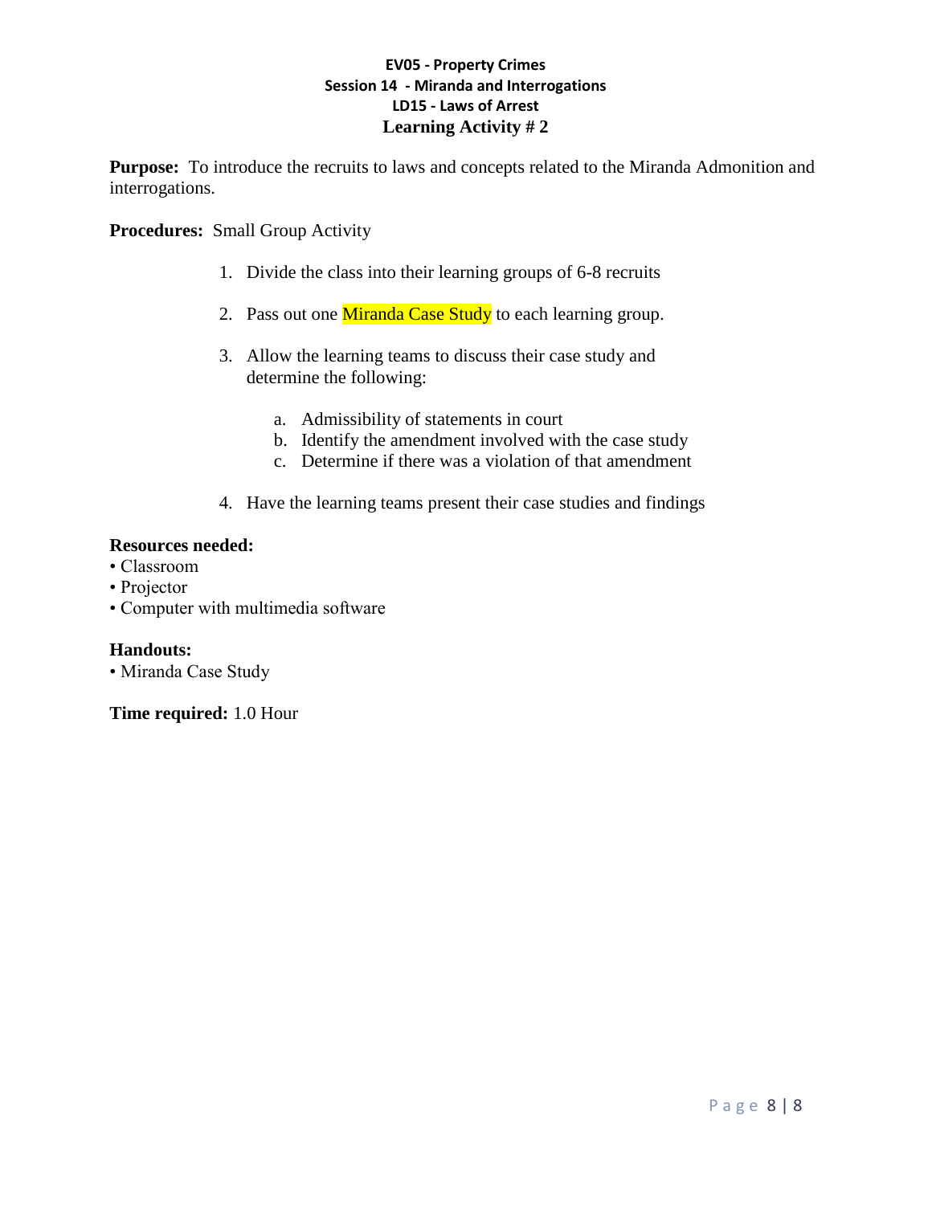**EV05 - Property Crimes**
**Session 14 - Miranda and Interrogations**
**LD15 - Laws of Arrest**
**Learning Activity # 2**

**Purpose:** To introduce the recruits to laws and concepts related to the Miranda Admonition and interrogations.

**Procedures:** Small Group Activity

1. Divide the class into their learning groups of 6-8 recruits
2. Pass out one Miranda Case Study to each learning group.
3. Allow the learning teams to discuss their case study and determine the following:
   a. Admissibility of statements in court
   b. Identify the amendment involved with the case study
   c. Determine if there was a violation of that amendment
4. Have the learning teams present their case studies and findings

**Resources needed:**
- Classroom
- Projector
- Computer with multimedia software

**Handouts:**
- Miranda Case Study

**Time required:** 1.0 Hour